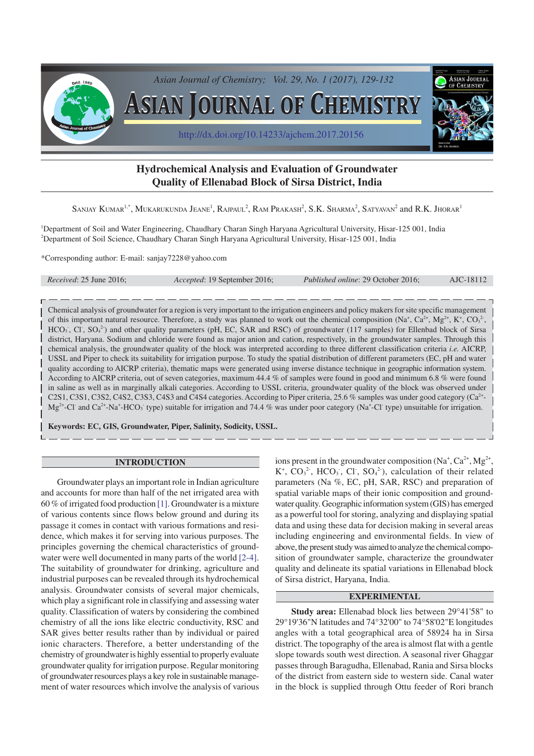# Hydrochemical Analysis and Evaluation of Groundwater Quality of Ellenabad Block of Sirsa District, India

Sanjay Kumar[1,*], Mukarukunda Jeane[1], Rajpaul[2], Ram Prakash[2], S.K. Sharma[2], Satyavan[2] and R.K. Jhorar[1]

[1]Department of Soil and Water Engineering, Chaudhary Charan Singh Haryana Agricultural University, Hisar-125 001, India
[2]Department of Soil Science, Chaudhary Charan Singh Haryana Agricultural University, Hisar-125 001, India

*Corresponding author: E-mail: sanjay7228@yahoo.com

*Received*: 25 June 2016; *Accepted*: 19 September 2016; *Published online*: 29 October 2016; AJC-18112

Chemical analysis of groundwater for a region is very important to the irrigation engineers and policy makers for site specific management of this important natural resource. Therefore, a study was planned to work out the chemical composition ($Na^+$, $Ca^{2+}$, $Mg^{2+}$, $K^+$, $CO_3^{2-}$, $HCO_3^-$, $Cl^-$, $SO_4^{2-}$) and other quality parameters (pH, EC, SAR and RSC) of groundwater (117 samples) for Ellenbad block of Sirsa district, Haryana. Sodium and chloride were found as major anion and cation, respectively, in the groundwater samples. Through this chemical analysis, the groundwater quality of the block was interpreted according to three different classification criteria *i.e.* AICRP, USSL and Piper to check its suitability for irrigation purpose. To study the spatial distribution of different parameters (EC, pH and water quality according to AICRP criteria), thematic maps were generated using inverse distance technique in geographic information system. According to AICRP criteria, out of seven categories, maximum 44.4 % of samples were found in good and minimum 6.8 % were found in saline as well as in marginally alkali categories. According to USSL criteria, groundwater quality of the block was observed under C2S1, C3S1, C3S2, C4S2, C3S3, C4S3 and C4S4 categories. According to Piper criteria, 25.6 % samples was under good category ($Ca^{2+}$-$Mg^{2+}$-$Cl^-$ and $Ca^{2+}$-$Na^+$-$HCO_3^-$ type) suitable for irrigation and 74.4 % was under poor category ($Na^+$-$Cl^-$ type) unsuitable for irrigation.

**Keywords: EC, GIS, Groundwater, Piper, Salinity, Sodicity, USSL.**

## INTRODUCTION

Groundwater plays an important role in Indian agriculture and accounts for more than half of the net irrigated area with 60 % of irrigated food production [1]. Groundwater is a mixture of various contents since flows below ground and during its passage it comes in contact with various formations and residence, which makes it for serving into various purposes. The principles governing the chemical characteristics of groundwater were well documented in many parts of the world [2-4]. The suitability of groundwater for drinking, agriculture and industrial purposes can be revealed through its hydrochemical analysis. Groundwater consists of several major chemicals, which play a significant role in classifying and assessing water quality. Classification of waters by considering the combined chemistry of all the ions like electric conductivity, RSC and SAR gives better results rather than by individual or paired ionic characters. Therefore, a better understanding of the chemistry of groundwater is highly essential to properly evaluate groundwater quality for irrigation purpose. Regular monitoring of groundwater resources plays a key role in sustainable management of water resources which involve the analysis of various ions present in the groundwater composition ($Na^+$, $Ca^{2+}$, $Mg^{2+}$, $K^+$, $CO_3^{2-}$, $HCO_3^-$, $Cl^-$, $SO_4^{2-}$), calculation of their related parameters (Na %, EC, pH, SAR, RSC) and preparation of spatial variable maps of their ionic composition and groundwater quality. Geographic information system (GIS) has emerged as a powerful tool for storing, analyzing and displaying spatial data and using these data for decision making in several areas including engineering and environmental fields. In view of above, the present study was aimed to analyze the chemical composition of groundwater sample, characterize the groundwater quality and delineate its spatial variations in Ellenabad block of Sirsa district, Haryana, India.

## EXPERIMENTAL

**Study area:** Ellenabad block lies between 29°41'58" to 29°19'36"N latitudes and 74°32'00" to 74°58'02"E longitudes angles with a total geographical area of 58924 ha in Sirsa district. The topography of the area is almost flat with a gentle slope towards south west direction. A seasonal river Ghaggar passes through Baragudha, Ellenabad, Rania and Sirsa blocks of the district from eastern side to western side. Canal water in the block is supplied through Ottu feeder of Rori branch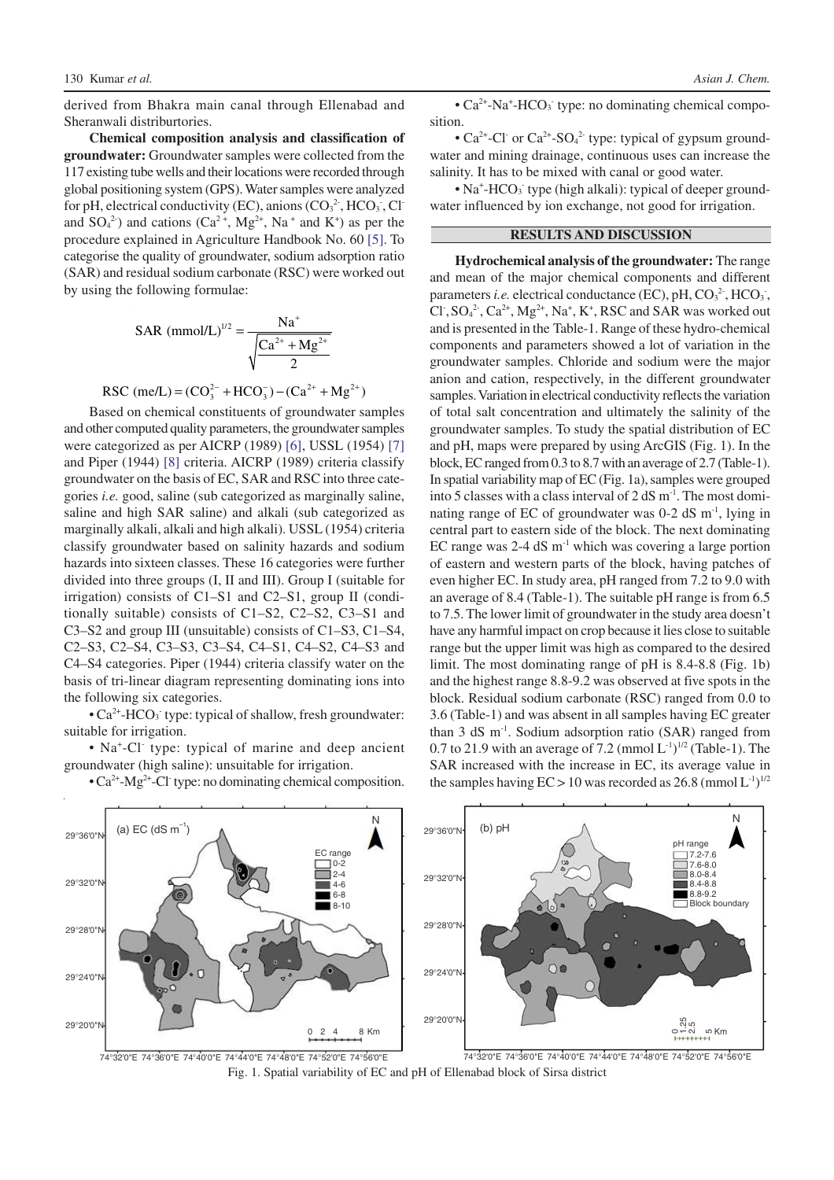derived from Bhakra main canal through Ellenabad and Sheranwali distriburtories.

**Chemical composition analysis and classification of groundwater:** Groundwater samples were collected from the 117 existing tube wells and their locations were recorded through global positioning system (GPS). Water samples were analyzed for pH, electrical conductivity (EC), anions ($CO_3^{2-}$, $HCO_3^-$, $Cl^-$ and $SO_4^{2-}$) and cations ($Ca^{2+}$, $Mg^{2+}$, $Na^+$ and $K^+$) as per the procedure explained in Agriculture Handbook No. 60 [5]. To categorise the quality of groundwater, sodium adsorption ratio (SAR) and residual sodium carbonate (RSC) were worked out by using the following formulae:

$$\text{SAR (mmol/L)}^{1/2} = \frac{Na^+}{\sqrt{\frac{Ca^{2+} + Mg^{2+}}{2}}}$$

$$\text{RSC (me/L)} = (CO_3^{2-} + HCO_3^-) - (Ca^{2+} + Mg^{2+})$$

Based on chemical constituents of groundwater samples and other computed quality parameters, the groundwater samples were categorized as per AICRP (1989) [6], USSL (1954) [7] and Piper (1944) [8] criteria. AICRP (1989) criteria classify groundwater on the basis of EC, SAR and RSC into three categories *i.e.* good, saline (sub categorized as marginally saline, saline and high SAR saline) and alkali (sub categorized as marginally alkali, alkali and high alkali). USSL (1954) criteria classify groundwater based on salinity hazards and sodium hazards into sixteen classes. These 16 categories were further divided into three groups (I, II and III). Group I (suitable for irrigation) consists of C1–S1 and C2–S1, group II (conditionally suitable) consists of C1–S2, C2–S2, C3–S1 and C3–S2 and group III (unsuitable) consists of C1–S3, C1–S4, C2–S3, C2–S4, C3–S3, C3–S4, C4–S1, C4–S2, C4–S3 and C4–S4 categories. Piper (1944) criteria classify water on the basis of tri-linear diagram representing dominating ions into the following six categories.

- $Ca^{2+}$-$HCO_3^-$ type: typical of shallow, fresh groundwater: suitable for irrigation.
- $Na^+$-$Cl^-$ type: typical of marine and deep ancient groundwater (high saline): unsuitable for irrigation.
- $Ca^{2+}$-$Mg^{2+}$-$Cl^-$ type: no dominating chemical composition.
- $Ca^{2+}$-$Na^+$-$HCO_3^-$ type: no dominating chemical composition.
- $Ca^{2+}$-$Cl^-$ or $Ca^{2+}$-$SO_4^{2-}$ type: typical of gypsum groundwater and mining drainage, continuous uses can increase the salinity. It has to be mixed with canal or good water.
- $Na^+$-$HCO_3^-$ type (high alkali): typical of deeper groundwater influenced by ion exchange, not good for irrigation.

## RESULTS AND DISCUSSION

**Hydrochemical analysis of the groundwater:** The range and mean of the major chemical components and different parameters *i.e.* electrical conductance (EC), pH, $CO_3^{2-}$, $HCO_3^-$, $Cl^-$, $SO_4^{2-}$, $Ca^{2+}$, $Mg^{2+}$, $Na^+$, $K^+$, RSC and SAR was worked out and is presented in the Table-1. Range of these hydro-chemical components and parameters showed a lot of variation in the groundwater samples. Chloride and sodium were the major anion and cation, respectively, in the different groundwater samples. Variation in electrical conductivity reflects the variation of total salt concentration and ultimately the salinity of the groundwater samples. To study the spatial distribution of EC and pH, maps were prepared by using ArcGIS (Fig. 1). In the block, EC ranged from 0.3 to 8.7 with an average of 2.7 (Table-1). In spatial variability map of EC (Fig. 1a), samples were grouped into 5 classes with a class interval of 2 dS m$^{-1}$. The most dominating range of EC of groundwater was 0-2 dS m$^{-1}$, lying in central part to eastern side of the block. The next dominating EC range was 2-4 dS m$^{-1}$ which was covering a large portion of eastern and western parts of the block, having patches of even higher EC. In study area, pH ranged from 7.2 to 9.0 with an average of 8.4 (Table-1). The suitable pH range is from 6.5 to 7.5. The lower limit of groundwater in the study area doesn't have any harmful impact on crop because it lies close to suitable range but the upper limit was high as compared to the desired limit. The most dominating range of pH is 8.4-8.8 (Fig. 1b) and the highest range 8.8-9.2 was observed at five spots in the block. Residual sodium carbonate (RSC) ranged from 0.0 to 3.6 (Table-1) and was absent in all samples having EC greater than 3 dS m$^{-1}$. Sodium adsorption ratio (SAR) ranged from 0.7 to 21.9 with an average of 7.2 (mmol L$^{-1}$)$^{1/2}$ (Table-1). The SAR increased with the increase in EC, its average value in the samples having EC > 10 was recorded as 26.8 (mmol L$^{-1}$)$^{1/2}$

Fig. 1. Spatial variability of EC and pH of Ellenabad block of Sirsa district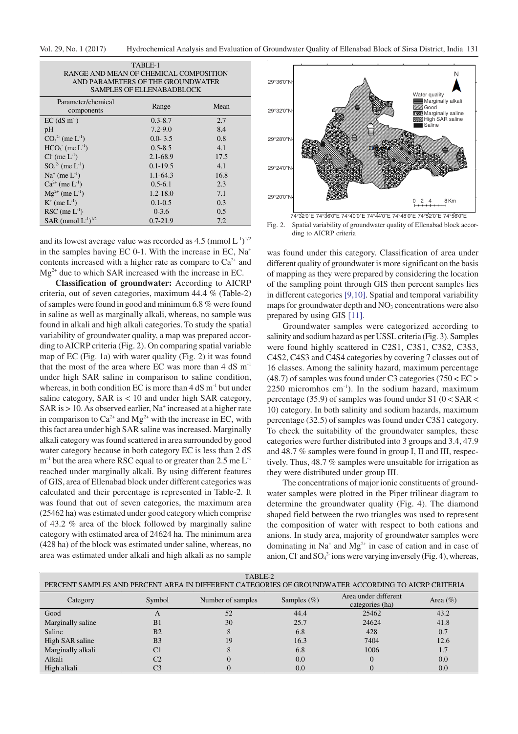TABLE-1
RANGE AND MEAN OF CHEMICAL COMPOSITION AND PARAMETERS OF THE GROUNDWATER SAMPLES OF ELLENABADBLOCK

| Parameter/chemical components | Range | Mean |
|---|---|---|
| EC (dS $m^{-1}$) | 0.3-8.7 | 2.7 |
| pH | 7.2-9.0 | 8.4 |
| $CO_3^{2-}$ (me $L^{-1}$) | 0.0- 3.5 | 0.8 |
| $HCO_3^-$ (me $L^{-1}$) | 0.5-8.5 | 4.1 |
| $Cl^-$ (me $L^{-1}$) | 2.1-68.9 | 17.5 |
| $SO_4^{2-}$ (me $L^{-1}$) | 0.1-19.5 | 4.1 |
| $Na^+$ (me $L^{-1}$) | 1.1-64.3 | 16.8 |
| $Ca^{2+}$ (me $L^{-1}$) | 0.5-6.1 | 2.3 |
| $Mg^{2+}$ (me $L^{-1}$) | 1.2-18.0 | 7.1 |
| $K^+$ (me $L^{-1}$) | 0.1-0.5 | 0.3 |
| RSC (me $L^{-1}$) | 0-3.6 | 0.5 |
| SAR (mmol $L^{-1})^{1/2}$ | 0.7-21.9 | 7.2 |

and its lowest average value was recorded as 4.5 (mmol $L^{-1})^{1/2}$ in the samples having EC 0-1. With the increase in EC, $Na^+$ contents increased with a higher rate as compare to $Ca^{2+}$ and $Mg^{2+}$ due to which SAR increased with the increase in EC.

**Classification of groundwater:** According to AICRP criteria, out of seven categories, maximum 44.4 % (Table-2) of samples were found in good and minimum 6.8 % were found in saline as well as marginally alkali, whereas, no sample was found in alkali and high alkali categories. To study the spatial variability of groundwater quality, a map was prepared according to AICRP criteria (Fig. 2). On comparing spatial variable map of EC (Fig. 1a) with water quality (Fig. 2) it was found that the most of the area where EC was more than 4 dS $m^{-1}$ under high SAR saline in comparison to saline condition, whereas, in both condition EC is more than 4 dS $m^{-1}$ but under saline category, SAR is < 10 and under high SAR category, SAR is > 10. As observed earlier, $Na^+$ increased at a higher rate in comparison to $Ca^{2+}$ and $Mg^{2+}$ with the increase in EC, with this fact area under high SAR saline was increased. Marginally alkali category was found scattered in area surrounded by good water category because in both category EC is less than 2 dS $m^{-1}$ but the area where RSC equal to or greater than 2.5 me $L^{-1}$ reached under marginally alkali. By using different features of GIS, area of Ellenabad block under different categories was calculated and their percentage is represented in Table-2. It was found that out of seven categories, the maximum area (25462 ha) was estimated under good category which comprise of 43.2 % area of the block followed by marginally saline category with estimated area of 24624 ha. The minimum area (428 ha) of the block was estimated under saline, whereas, no area was estimated under alkali and high alkali as no sample was found under this category. Classification of area under different quality of groundwater is more significant on the basis of mapping as they were prepared by considering the location of the sampling point through GIS then percent samples lies in different categories [9,10]. Spatial and temporal variability maps for groundwater depth and $NO_3$ concentrations were also prepared by using GIS [11].

Fig. 2. Spatial variability of groundwater quality of Ellenabad block according to AICRP criteria

Groundwater samples were categorized according to salinity and sodium hazard as per USSL criteria (Fig. 3). Samples were found highly scattered in C2S1, C3S1, C3S2, C3S3, C4S2, C4S3 and C4S4 categories by covering 7 classes out of 16 classes. Among the salinity hazard, maximum percentage (48.7) of samples was found under C3 categories (750 < EC > 2250 micromhos $cm^{-1}$). In the sodium hazard, maximum percentage (35.9) of samples was found under S1 (0 < SAR < 10) category. In both salinity and sodium hazards, maximum percentage (32.5) of samples was found under C3S1 category. To check the suitability of the groundwater samples, these categories were further distributed into 3 groups and 3.4, 47.9 and 48.7 % samples were found in group I, II and III, respectively. Thus, 48.7 % samples were unsuitable for irrigation as they were distributed under group III.

The concentrations of major ionic constituents of groundwater samples were plotted in the Piper trilinear diagram to determine the groundwater quality (Fig. 4). The diamond shaped field between the two triangles was used to represent the composition of water with respect to both cations and anions. In study area, majority of groundwater samples were dominating in $Na^+$ and $Mg^{2+}$ in case of cation and in case of anion, $Cl^-$ and $SO_4^{2-}$ ions were varying inversely (Fig. 4), whereas,

TABLE-2
PERCENT SAMPLES AND PERCENT AREA IN DIFFERENT CATEGORIES OF GROUNDWATER ACCORDING TO AICRP CRITERIA

| Category | Symbol | Number of samples | Samples (%) | Area under different categories (ha) | Area (%) |
|---|---|---|---|---|---|
| Good | A | 52 | 44.4 | 25462 | 43.2 |
| Marginally saline | B1 | 30 | 25.7 | 24624 | 41.8 |
| Saline | B2 | 8 | 6.8 | 428 | 0.7 |
| High SAR saline | B3 | 19 | 16.3 | 7404 | 12.6 |
| Marginally alkali | C1 | 8 | 6.8 | 1006 | 1.7 |
| Alkali | C2 | 0 | 0.0 | 0 | 0.0 |
| High alkali | C3 | 0 | 0.0 | 0 | 0.0 |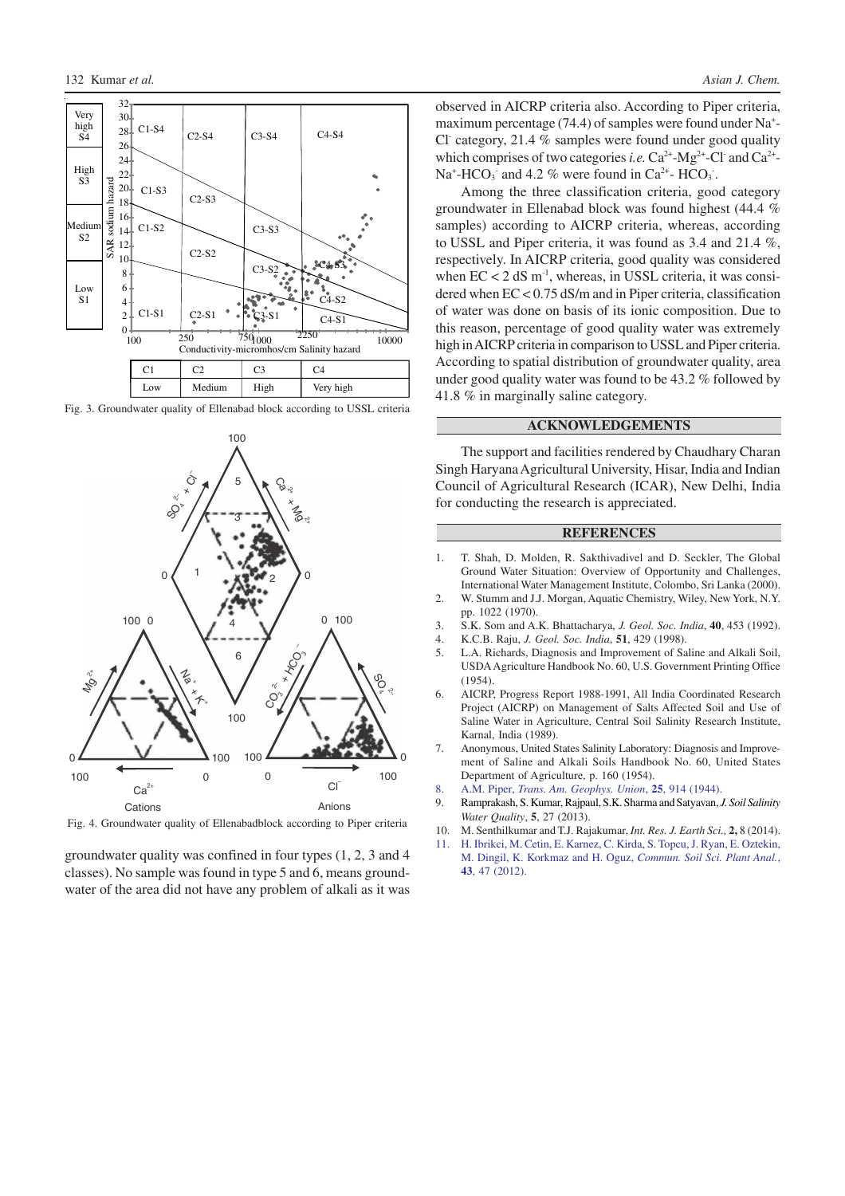Very high S4

High S3

Medium S2

Low S1

SAR sodium hazard

32
30
28
26
24
22
20
18
16
14
12
10
8
6
4
2
0

C1-S4
C2-S4
C3-S4
C4-S4
C1-S3
C2-S3
C3-S3
C1-S2
C2-S2
C3-S2
C4-S3
C4-S2
C1-S1
C2-S1
C3-S1
C4-S1

100
250
750
1000
2250
10000

Conductivity-micromhos/cm Salinity hazard

| C1 | C2 | C3 | C4 |
|---|---|---|---|
| Low | Medium | High | Very high |

Fig. 3. Groundwater quality of Ellenabad block according to USSL criteria

100
$SO_4^{2-} + Cl^-$
$Ca^{2+} + Mg^{2+}$
5
3
1
2
4
6
0
0
100 0
0 100
$Mg^{2+}$
$Na^+ + K^+$
$CO_3^{2-} + HCO_3^-$
$SO_4^{2-}$
100
0
100
100
0
100
0
100
$Ca^{2+}$
$Cl^-$
Cations
Anions

Fig. 4. Groundwater quality of Ellenabadblock according to Piper criteria

groundwater quality was confined in four types (1, 2, 3 and 4 classes). No sample was found in type 5 and 6, means groundwater of the area did not have any problem of alkali as it was observed in AICRP criteria also. According to Piper criteria, maximum percentage (74.4) of samples were found under $Na^+$-$Cl^-$ category, 21.4 % samples were found under good quality which comprises of two categories *i.e.* $Ca^{2+}$-$Mg^{2+}$-$Cl^-$ and $Ca^{2+}$-$Na^+$-$HCO_3^-$ and 4.2 % were found in $Ca^{2+}$- $HCO_3^-$.

Among the three classification criteria, good category groundwater in Ellenabad block was found highest (44.4 % samples) according to AICRP criteria, whereas, according to USSL and Piper criteria, it was found as 3.4 and 21.4 %, respectively. In AICRP criteria, good quality was considered when EC < 2 dS $m^{-1}$, whereas, in USSL criteria, it was considered when EC < 0.75 dS/m and in Piper criteria, classification of water was done on basis of its ionic composition. Due to this reason, percentage of good quality water was extremely high in AICRP criteria in comparison to USSL and Piper criteria. According to spatial distribution of groundwater quality, area under good quality water was found to be 43.2 % followed by 41.8 % in marginally saline category.

## ACKNOWLEDGEMENTS

The support and facilities rendered by Chaudhary Charan Singh Haryana Agricultural University, Hisar, India and Indian Council of Agricultural Research (ICAR), New Delhi, India for conducting the research is appreciated.

## REFERENCES

1. T. Shah, D. Molden, R. Sakthivadivel and D. Seckler, The Global Ground Water Situation: Overview of Opportunity and Challenges, International Water Management Institute, Colombo, Sri Lanka (2000).
2. W. Stumm and J.J. Morgan, Aquatic Chemistry, Wiley, New York, N.Y. pp. 1022 (1970).
3. S.K. Som and A.K. Bhattacharya, *J. Geol. Soc. India*, **40**, 453 (1992).
4. K.C.B. Raju, *J. Geol. Soc. India*, **51**, 429 (1998).
5. L.A. Richards, Diagnosis and Improvement of Saline and Alkali Soil, USDA Agriculture Handbook No. 60, U.S. Government Printing Office (1954).
6. AICRP, Progress Report 1988-1991, All India Coordinated Research Project (AICRP) on Management of Salts Affected Soil and Use of Saline Water in Agriculture, Central Soil Salinity Research Institute, Karnal, India (1989).
7. Anonymous, United States Salinity Laboratory: Diagnosis and Improvement of Saline and Alkali Soils Handbook No. 60, United States Department of Agriculture, p. 160 (1954).
8. A.M. Piper, *Trans. Am. Geophys. Union*, **25**, 914 (1944).
9. Ramprakash, S. Kumar, Rajpaul, S.K. Sharma and Satyavan, *J. Soil Salinity Water Quality*, **5**, 27 (2013).
10. M. Senthilkumar and T.J. Rajakumar, *Int. Res. J. Earth Sci.,* **2,** 8 (2014).
11. H. Ibrikci, M. Cetin, E. Karnez, C. Kirda, S. Topcu, J. Ryan, E. Oztekin, M. Dingil, K. Korkmaz and H. Oguz, *Commun. Soil Sci. Plant Anal.*, **43**, 47 (2012).